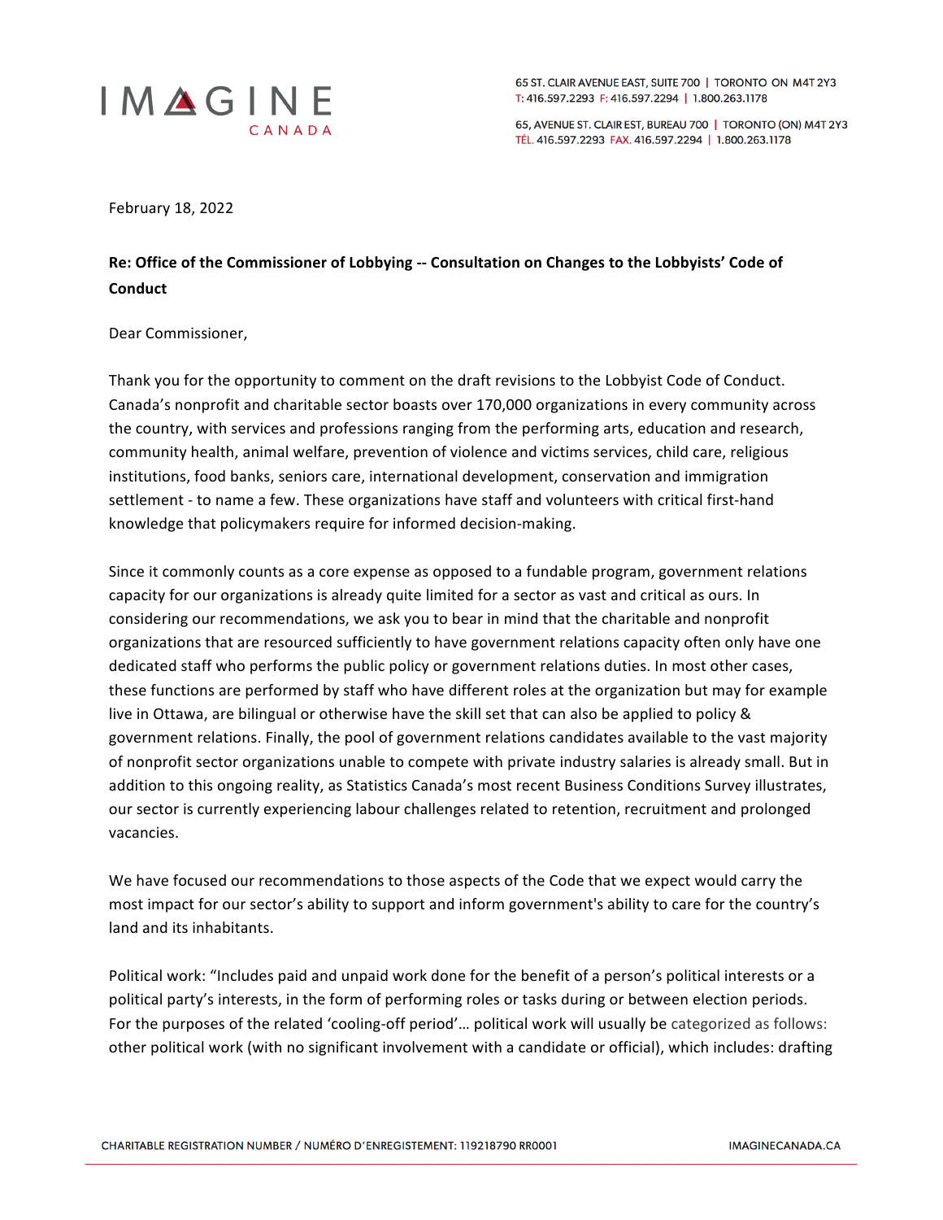IMAGINE CANADA

65 ST. CLAIR AVENUE EAST, SUITE 700 | TORONTO ON M4T 2Y3
T: 416.597.2293 F: 416.597.2294 | 1.800.263.1178

65, AVENUE ST. CLAIR EST, BUREAU 700 | TORONTO (ON) M4T 2Y3
TÉL. 416.597.2293 FAX. 416.597.2294 | 1.800.263.1178

February 18, 2022

**Re: Office of the Commissioner of Lobbying -- Consultation on Changes to the Lobbyists' Code of Conduct**

Dear Commissioner,

Thank you for the opportunity to comment on the draft revisions to the Lobbyist Code of Conduct. Canada's nonprofit and charitable sector boasts over 170,000 organizations in every community across the country, with services and professions ranging from the performing arts, education and research, community health, animal welfare, prevention of violence and victims services, child care, religious institutions, food banks, seniors care, international development, conservation and immigration settlement - to name a few. These organizations have staff and volunteers with critical first-hand knowledge that policymakers require for informed decision-making.

Since it commonly counts as a core expense as opposed to a fundable program, government relations capacity for our organizations is already quite limited for a sector as vast and critical as ours. In considering our recommendations, we ask you to bear in mind that the charitable and nonprofit organizations that are resourced sufficiently to have government relations capacity often only have one dedicated staff who performs the public policy or government relations duties. In most other cases, these functions are performed by staff who have different roles at the organization but may for example live in Ottawa, are bilingual or otherwise have the skill set that can also be applied to policy & government relations. Finally, the pool of government relations candidates available to the vast majority of nonprofit sector organizations unable to compete with private industry salaries is already small. But in addition to this ongoing reality, as Statistics Canada's most recent Business Conditions Survey illustrates, our sector is currently experiencing labour challenges related to retention, recruitment and prolonged vacancies.

We have focused our recommendations to those aspects of the Code that we expect would carry the most impact for our sector's ability to support and inform government's ability to care for the country's land and its inhabitants.

Political work: "Includes paid and unpaid work done for the benefit of a person's political interests or a political party's interests, in the form of performing roles or tasks during or between election periods. For the purposes of the related 'cooling-off period'… political work will usually be categorized as follows: other political work (with no significant involvement with a candidate or official), which includes: drafting

CHARITABLE REGISTRATION NUMBER / NUMÉRO D'ENREGISTREMENT: 119218790 RR0001

IMAGINECANADA.CA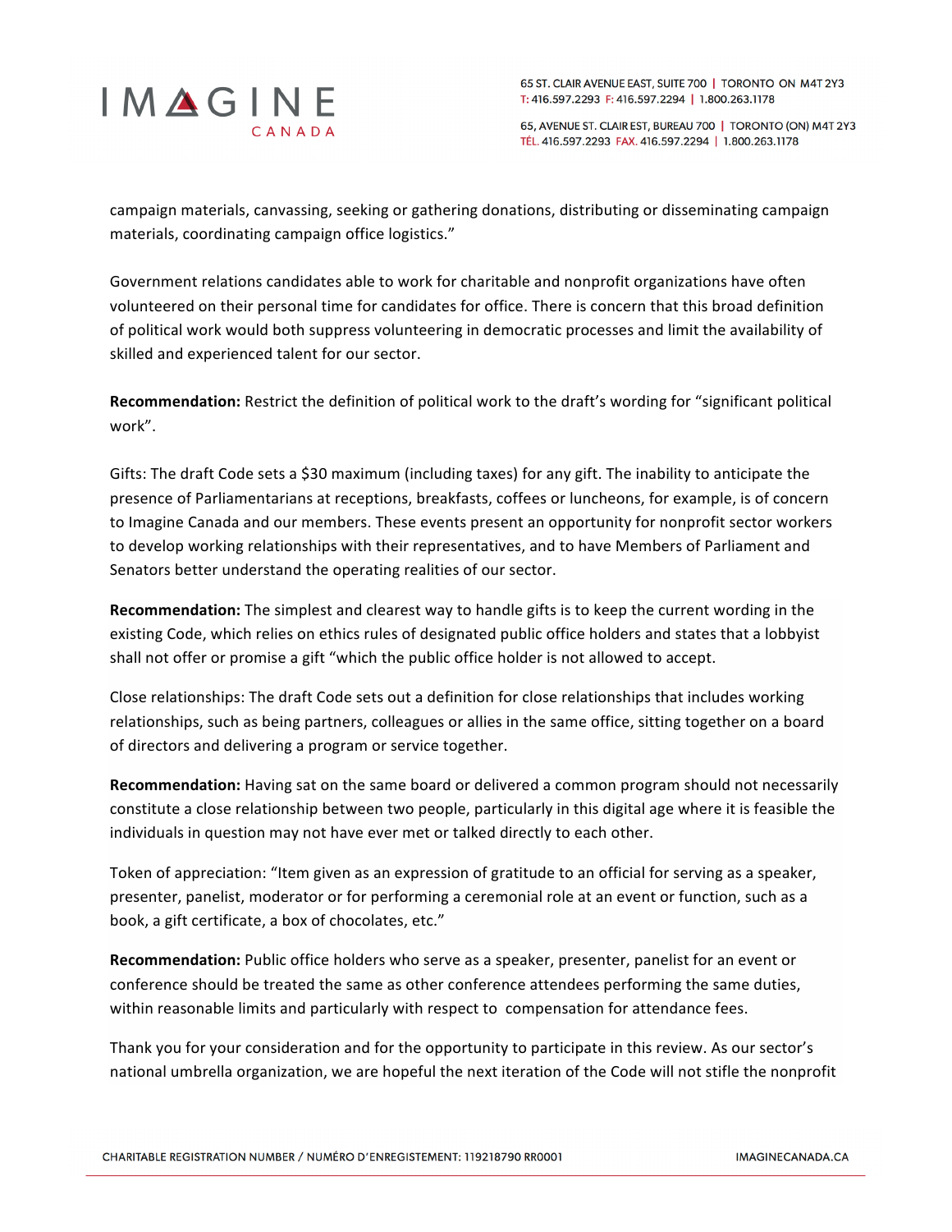campaign materials, canvassing, seeking or gathering donations, distributing or disseminating campaign materials, coordinating campaign office logistics."

Government relations candidates able to work for charitable and nonprofit organizations have often volunteered on their personal time for candidates for office. There is concern that this broad definition of political work would both suppress volunteering in democratic processes and limit the availability of skilled and experienced talent for our sector.

**Recommendation:** Restrict the definition of political work to the draft's wording for "significant political work".

Gifts: The draft Code sets a $30 maximum (including taxes) for any gift. The inability to anticipate the presence of Parliamentarians at receptions, breakfasts, coffees or luncheons, for example, is of concern to Imagine Canada and our members. These events present an opportunity for nonprofit sector workers to develop working relationships with their representatives, and to have Members of Parliament and Senators better understand the operating realities of our sector.

**Recommendation:** The simplest and clearest way to handle gifts is to keep the current wording in the existing Code, which relies on ethics rules of designated public office holders and states that a lobbyist shall not offer or promise a gift "which the public office holder is not allowed to accept.

Close relationships: The draft Code sets out a definition for close relationships that includes working relationships, such as being partners, colleagues or allies in the same office, sitting together on a board of directors and delivering a program or service together.

**Recommendation:** Having sat on the same board or delivered a common program should not necessarily constitute a close relationship between two people, particularly in this digital age where it is feasible the individuals in question may not have ever met or talked directly to each other.

Token of appreciation: "Item given as an expression of gratitude to an official for serving as a speaker, presenter, panelist, moderator or for performing a ceremonial role at an event or function, such as a book, a gift certificate, a box of chocolates, etc."

**Recommendation:** Public office holders who serve as a speaker, presenter, panelist for an event or conference should be treated the same as other conference attendees performing the same duties, within reasonable limits and particularly with respect to compensation for attendance fees.

Thank you for your consideration and for the opportunity to participate in this review. As our sector's national umbrella organization, we are hopeful the next iteration of the Code will not stifle the nonprofit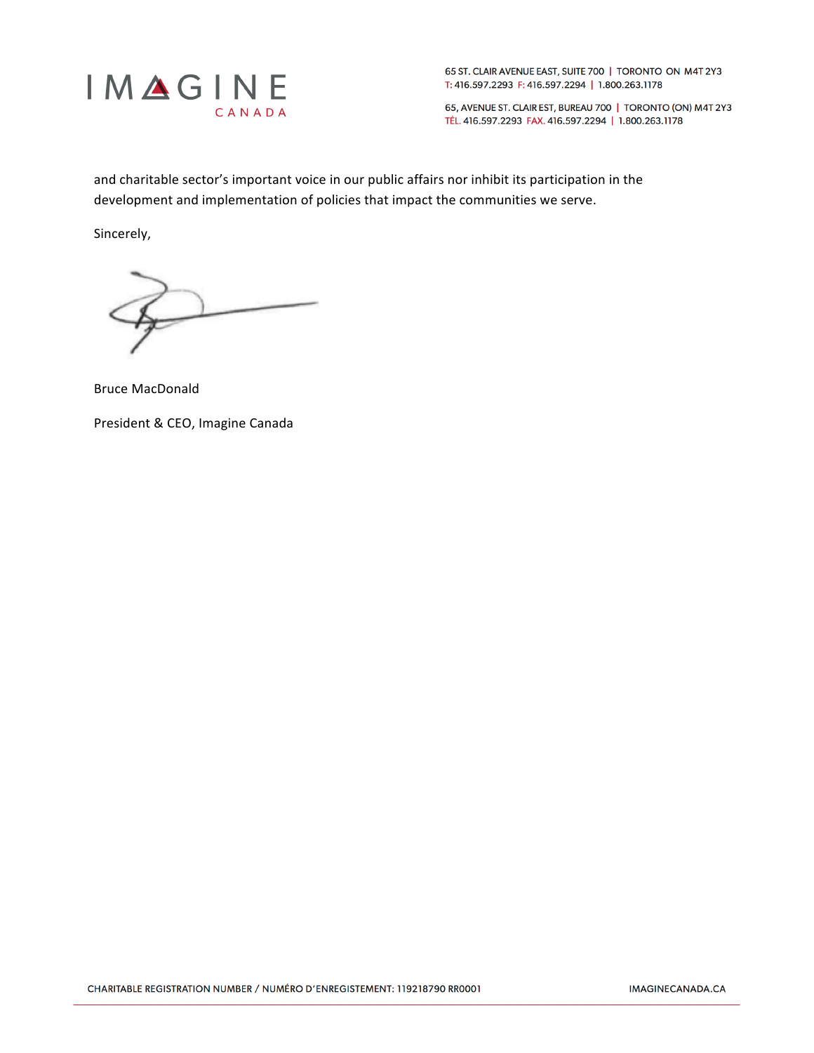and charitable sector's important voice in our public affairs nor inhibit its participation in the development and implementation of policies that impact the communities we serve.

Sincerely,

Bruce MacDonald

President & CEO, Imagine Canada